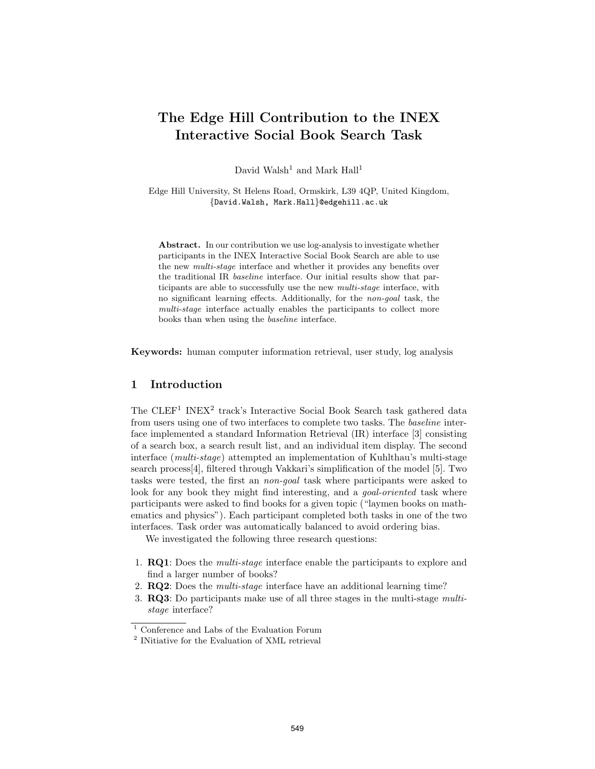# The Edge Hill Contribution to the INEX Interactive Social Book Search Task

David Walsh[1] and Mark Hall[1]

Edge Hill University, St Helens Road, Ormskirk, L39 4QP, United Kingdom,
{David.Walsh, Mark.Hall}@edgehill.ac.uk

**Abstract.** In our contribution we use log-analysis to investigate whether participants in the INEX Interactive Social Book Search are able to use the new *multi-stage* interface and whether it provides any benefits over the traditional IR *baseline* interface. Our initial results show that participants are able to successfully use the new *multi-stage* interface, with no significant learning effects. Additionally, for the *non-goal* task, the *multi-stage* interface actually enables the participants to collect more books than when using the *baseline* interface.

**Keywords:** human computer information retrieval, user study, log analysis

## 1 Introduction

The CLEF[1] INEX[2] track's Interactive Social Book Search task gathered data from users using one of two interfaces to complete two tasks. The *baseline* interface implemented a standard Information Retrieval (IR) interface [3] consisting of a search box, a search result list, and an individual item display. The second interface (*multi-stage*) attempted an implementation of Kuhlthau's multi-stage search process[4], filtered through Vakkari's simplification of the model [5]. Two tasks were tested, the first an *non-goal* task where participants were asked to look for any book they might find interesting, and a *goal-oriented* task where participants were asked to find books for a given topic ("laymen books on mathematics and physics"). Each participant completed both tasks in one of the two interfaces. Task order was automatically balanced to avoid ordering bias.

We investigated the following three research questions:

1. **RQ1**: Does the *multi-stage* interface enable the participants to explore and find a larger number of books?
2. **RQ2**: Does the *multi-stage* interface have an additional learning time?
3. **RQ3**: Do participants make use of all three stages in the multi-stage *multi-stage* interface?

[1] Conference and Labs of the Evaluation Forum
[2] INitiative for the Evaluation of XML retrieval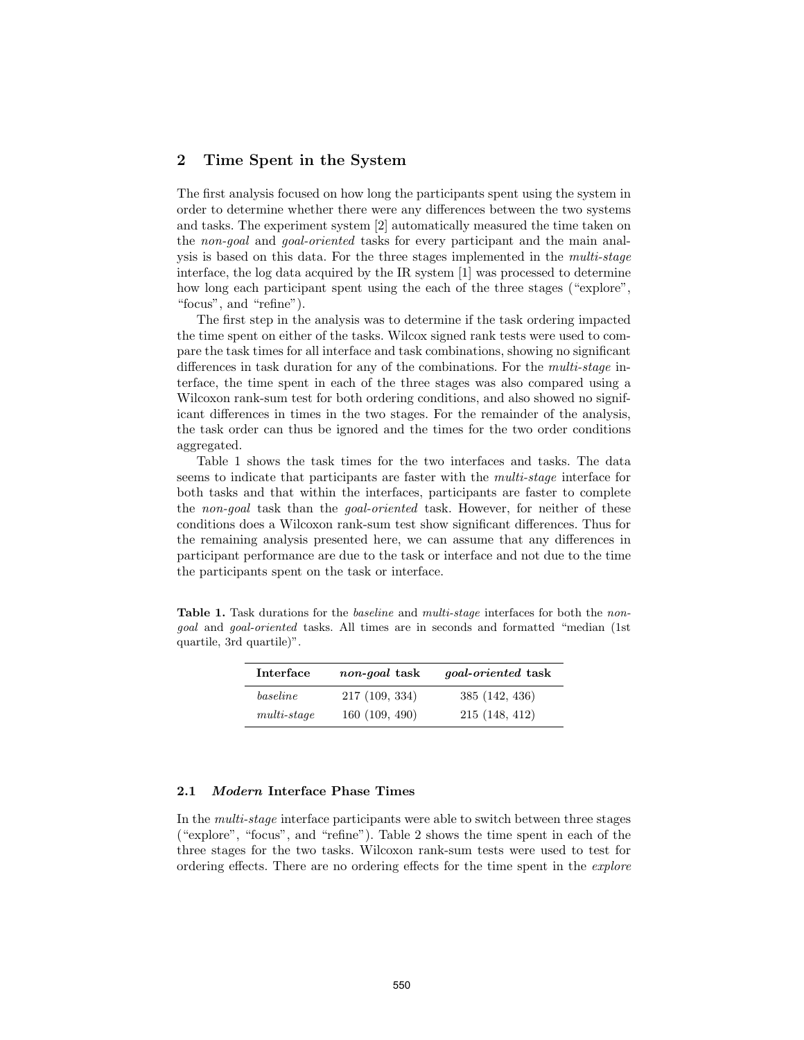## 2 Time Spent in the System

The first analysis focused on how long the participants spent using the system in order to determine whether there were any differences between the two systems and tasks. The experiment system [2] automatically measured the time taken on the *non-goal* and *goal-oriented* tasks for every participant and the main analysis is based on this data. For the three stages implemented in the *multi-stage* interface, the log data acquired by the IR system [1] was processed to determine how long each participant spent using the each of the three stages ("explore", "focus", and "refine").

The first step in the analysis was to determine if the task ordering impacted the time spent on either of the tasks. Wilcox signed rank tests were used to compare the task times for all interface and task combinations, showing no significant differences in task duration for any of the combinations. For the *multi-stage* interface, the time spent in each of the three stages was also compared using a Wilcoxon rank-sum test for both ordering conditions, and also showed no significant differences in times in the two stages. For the remainder of the analysis, the task order can thus be ignored and the times for the two order conditions aggregated.

Table 1 shows the task times for the two interfaces and tasks. The data seems to indicate that participants are faster with the *multi-stage* interface for both tasks and that within the interfaces, participants are faster to complete the *non-goal* task than the *goal-oriented* task. However, for neither of these conditions does a Wilcoxon rank-sum test show significant differences. Thus for the remaining analysis presented here, we can assume that any differences in participant performance are due to the task or interface and not due to the time the participants spent on the task or interface.

**Table 1.** Task durations for the *baseline* and *multi-stage* interfaces for both the *non-goal* and *goal-oriented* tasks. All times are in seconds and formatted "median (1st quartile, 3rd quartile)".

| Interface | *non-goal* task | *goal-oriented* task |
|---|---|---|
| *baseline* | 217 (109, 334) | 385 (142, 436) |
| *multi-stage* | 160 (109, 490) | 215 (148, 412) |

### 2.1 *Modern* Interface Phase Times

In the *multi-stage* interface participants were able to switch between three stages ("explore", "focus", and "refine"). Table 2 shows the time spent in each of the three stages for the two tasks. Wilcoxon rank-sum tests were used to test for ordering effects. There are no ordering effects for the time spent in the *explore*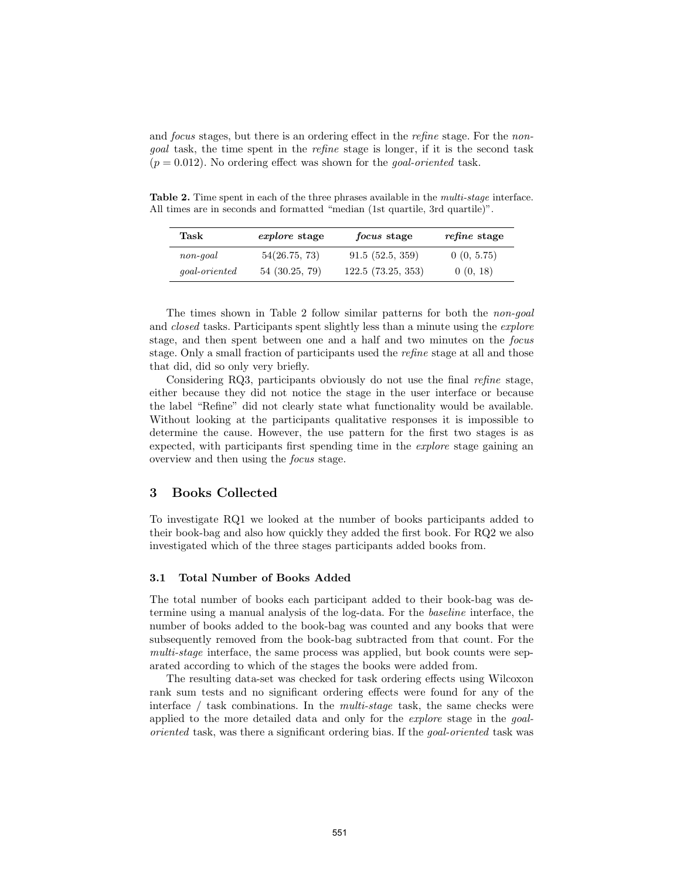and *focus* stages, but there is an ordering effect in the *refine* stage. For the *non-goal* task, the time spent in the *refine* stage is longer, if it is the second task ($p = 0.012$). No ordering effect was shown for the *goal-oriented* task.

**Table 2.** Time spent in each of the three phrases available in the *multi-stage* interface. All times are in seconds and formatted "median (1st quartile, 3rd quartile)".

| Task | *explore* stage | *focus* stage | *refine* stage |
|---|---|---|---|
| *non-goal* | 54(26.75, 73) | 91.5 (52.5, 359) | 0 (0, 5.75) |
| *goal-oriented* | 54 (30.25, 79) | 122.5 (73.25, 353) | 0 (0, 18) |

The times shown in Table 2 follow similar patterns for both the *non-goal* and *closed* tasks. Participants spent slightly less than a minute using the *explore* stage, and then spent between one and a half and two minutes on the *focus* stage. Only a small fraction of participants used the *refine* stage at all and those that did, did so only very briefly.

Considering RQ3, participants obviously do not use the final *refine* stage, either because they did not notice the stage in the user interface or because the label "Refine" did not clearly state what functionality would be available. Without looking at the participants qualitative responses it is impossible to determine the cause. However, the use pattern for the first two stages is as expected, with participants first spending time in the *explore* stage gaining an overview and then using the *focus* stage.

## 3 Books Collected

To investigate RQ1 we looked at the number of books participants added to their book-bag and also how quickly they added the first book. For RQ2 we also investigated which of the three stages participants added books from.

### 3.1 Total Number of Books Added

The total number of books each participant added to their book-bag was determine using a manual analysis of the log-data. For the *baseline* interface, the number of books added to the book-bag was counted and any books that were subsequently removed from the book-bag subtracted from that count. For the *multi-stage* interface, the same process was applied, but book counts were separated according to which of the stages the books were added from.

The resulting data-set was checked for task ordering effects using Wilcoxon rank sum tests and no significant ordering effects were found for any of the interface / task combinations. In the *multi-stage* task, the same checks were applied to the more detailed data and only for the *explore* stage in the *goal-oriented* task, was there a significant ordering bias. If the *goal-oriented* task was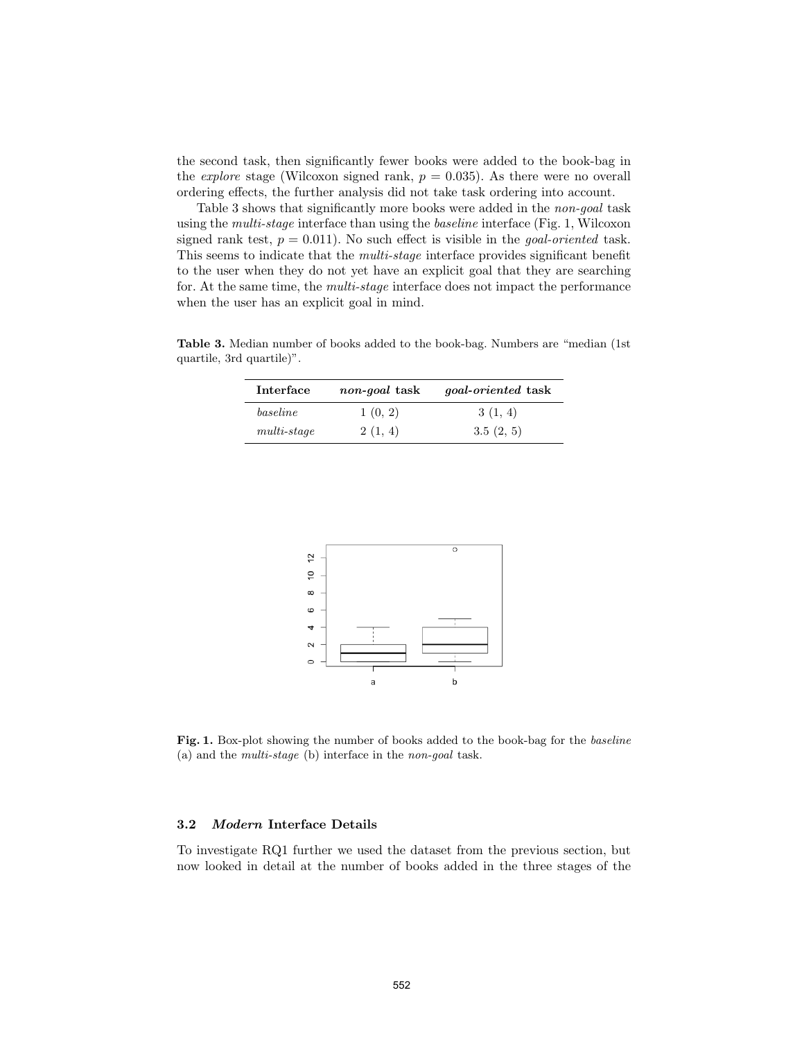the second task, then significantly fewer books were added to the book-bag in the *explore* stage (Wilcoxon signed rank, $p = 0.035$). As there were no overall ordering effects, the further analysis did not take task ordering into account.

Table 3 shows that significantly more books were added in the *non-goal* task using the *multi-stage* interface than using the *baseline* interface (Fig. 1, Wilcoxon signed rank test, $p = 0.011$). No such effect is visible in the *goal-oriented* task. This seems to indicate that the *multi-stage* interface provides significant benefit to the user when they do not yet have an explicit goal that they are searching for. At the same time, the *multi-stage* interface does not impact the performance when the user has an explicit goal in mind.

**Table 3.** Median number of books added to the book-bag. Numbers are "median (1st quartile, 3rd quartile)".

| Interface | *non-goal* task | *goal-oriented* task |
|---|---|---|
| *baseline* | 1 (0, 2) | 3 (1, 4) |
| *multi-stage* | 2 (1, 4) | 3.5 (2, 5) |

**Fig. 1.** Box-plot showing the number of books added to the book-bag for the *baseline* (a) and the *multi-stage* (b) interface in the *non-goal* task.

### 3.2 *Modern* Interface Details

To investigate RQ1 further we used the dataset from the previous section, but now looked in detail at the number of books added in the three stages of the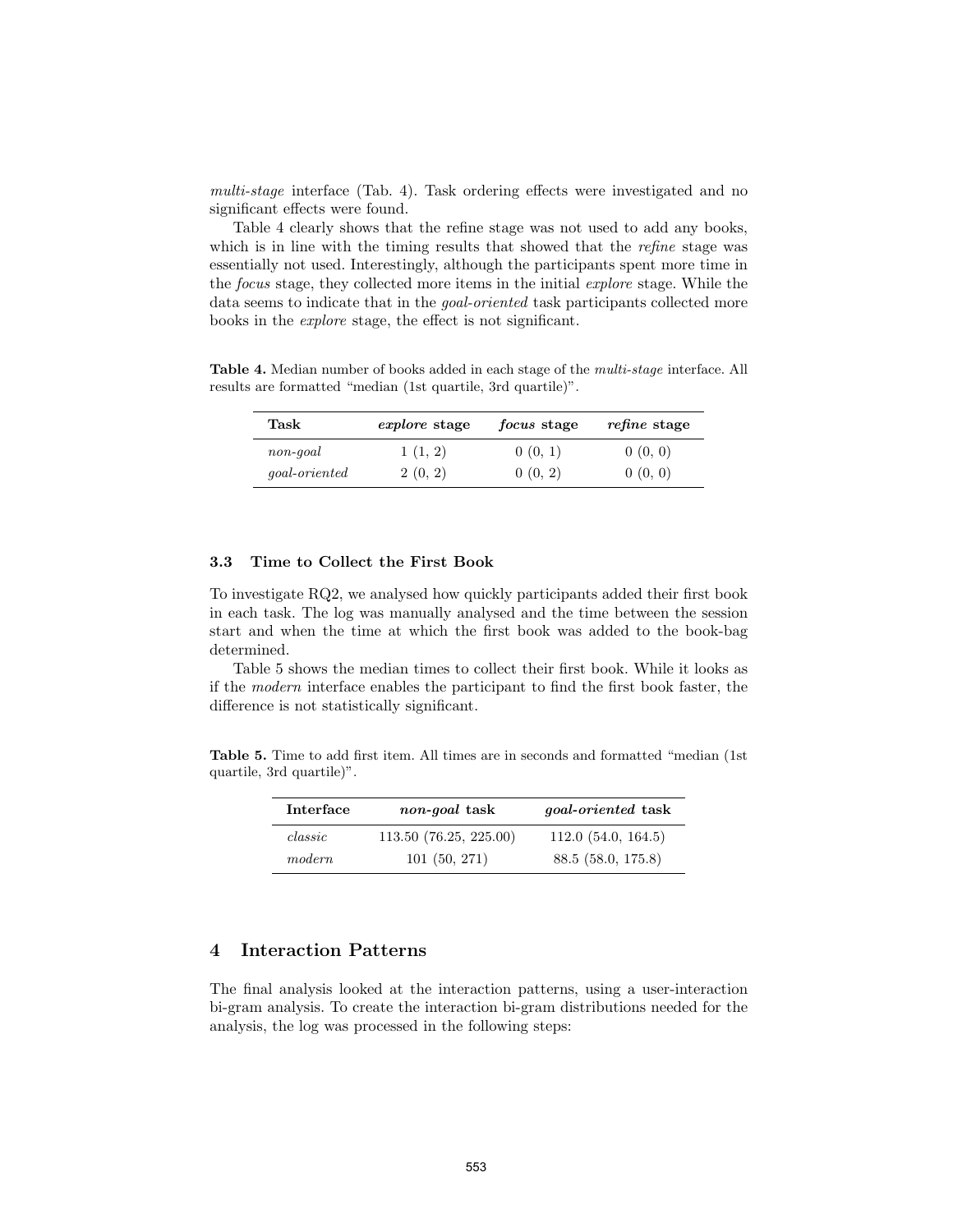*multi-stage* interface (Tab. 4). Task ordering effects were investigated and no significant effects were found.

Table 4 clearly shows that the refine stage was not used to add any books, which is in line with the timing results that showed that the *refine* stage was essentially not used. Interestingly, although the participants spent more time in the *focus* stage, they collected more items in the initial *explore* stage. While the data seems to indicate that in the *goal-oriented* task participants collected more books in the *explore* stage, the effect is not significant.

**Table 4.** Median number of books added in each stage of the *multi-stage* interface. All results are formatted "median (1st quartile, 3rd quartile)".

| Task | *explore* stage | *focus* stage | *refine* stage |
|---|---|---|---|
| *non-goal* | 1 (1, 2) | 0 (0, 1) | 0 (0, 0) |
| *goal-oriented* | 2 (0, 2) | 0 (0, 2) | 0 (0, 0) |

### 3.3 Time to Collect the First Book

To investigate RQ2, we analysed how quickly participants added their first book in each task. The log was manually analysed and the time between the session start and when the time at which the first book was added to the book-bag determined.

Table 5 shows the median times to collect their first book. While it looks as if the *modern* interface enables the participant to find the first book faster, the difference is not statistically significant.

**Table 5.** Time to add first item. All times are in seconds and formatted "median (1st quartile, 3rd quartile)".

| Interface | *non-goal* task | *goal-oriented* task |
|---|---|---|
| *classic* | 113.50 (76.25, 225.00) | 112.0 (54.0, 164.5) |
| *modern* | 101 (50, 271) | 88.5 (58.0, 175.8) |

## 4 Interaction Patterns

The final analysis looked at the interaction patterns, using a user-interaction bi-gram analysis. To create the interaction bi-gram distributions needed for the analysis, the log was processed in the following steps: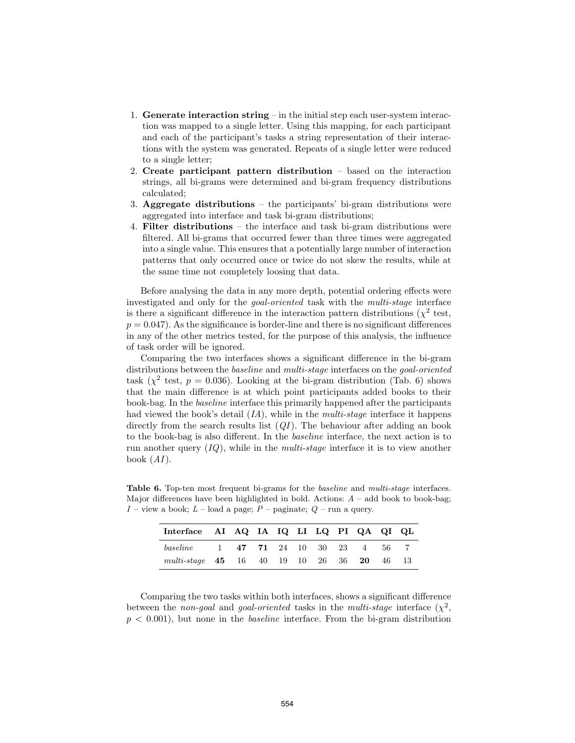1. **Generate interaction string** – in the initial step each user-system interaction was mapped to a single letter. Using this mapping, for each participant and each of the participant's tasks a string representation of their interactions with the system was generated. Repeats of a single letter were reduced to a single letter;
2. **Create participant pattern distribution** – based on the interaction strings, all bi-grams were determined and bi-gram frequency distributions calculated;
3. **Aggregate distributions** – the participants' bi-gram distributions were aggregated into interface and task bi-gram distributions;
4. **Filter distributions** – the interface and task bi-gram distributions were filtered. All bi-grams that occurred fewer than three times were aggregated into a single value. This ensures that a potentially large number of interaction patterns that only occurred once or twice do not skew the results, while at the same time not completely loosing that data.

Before analysing the data in any more depth, potential ordering effects were investigated and only for the *goal-oriented* task with the *multi-stage* interface is there a significant difference in the interaction pattern distributions ($\chi^2$ test, $p = 0.047$). As the significance is border-line and there is no significant differences in any of the other metrics tested, for the purpose of this analysis, the influence of task order will be ignored.

Comparing the two interfaces shows a significant difference in the bi-gram distributions between the *baseline* and *multi-stage* interfaces on the *goal-oriented* task ($\chi^2$ test, $p = 0.036$). Looking at the bi-gram distribution (Tab. 6) shows that the main difference is at which point participants added books to their book-bag. In the *baseline* interface this primarily happened after the participants had viewed the book's detail ($IA$), while in the *multi-stage* interface it happens directly from the search results list ($QI$). The behaviour after adding an book to the book-bag is also different. In the *baseline* interface, the next action is to run another query ($IQ$), while in the *multi-stage* interface it is to view another book ($AI$).

**Table 6.** Top-ten most frequent bi-grams for the *baseline* and *multi-stage* interfaces. Major differences have been highlighted in bold. Actions: $A$ – add book to book-bag; $I$ – view a book; $L$ – load a page; $P$ – paginate; $Q$ – run a query.

| Interface | AI | AQ | IA | IQ | LI | LQ | PI | QA | QI | QL |
|---|---|---|---|---|---|---|---|---|---|---|
| *baseline* | 1 | **47** | **71** | 24 | 10 | 30 | 23 | 4 | 56 | 7 |
| *multi-stage* | **45** | 16 | 40 | 19 | 10 | 26 | 36 | **20** | 46 | 13 |

Comparing the two tasks within both interfaces, shows a significant difference between the *non-goal* and *goal-oriented* tasks in the *multi-stage* interface ($\chi^2$, $p < 0.001$), but none in the *baseline* interface. From the bi-gram distribution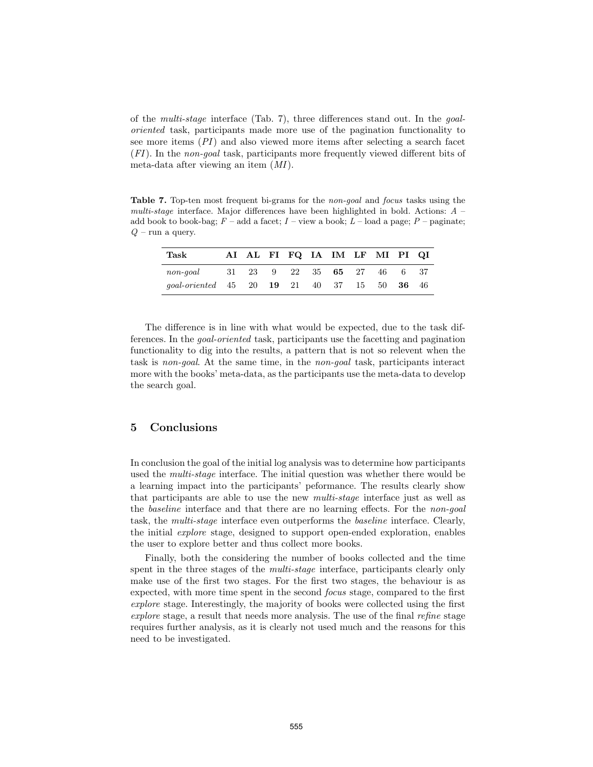of the *multi-stage* interface (Tab. 7), three differences stand out. In the *goal-oriented* task, participants made more use of the pagination functionality to see more items (*PI*) and also viewed more items after selecting a search facet (*FI*). In the *non-goal* task, participants more frequently viewed different bits of meta-data after viewing an item (*MI*).

**Table 7.** Top-ten most frequent bi-grams for the *non-goal* and *focus* tasks using the *multi-stage* interface. Major differences have been highlighted in bold. Actions: *A* – add book to book-bag; *F* – add a facet; *I* – view a book; *L* – load a page; *P* – paginate; *Q* – run a query.

| Task | AI | AL | FI | FQ | IA | IM | LF | MI | PI | QI |
|---|---|---|---|---|---|---|---|---|---|---|
| *non-goal* | 31 | 23 | 9 | 22 | 35 | **65** | 27 | 46 | 6 | 37 |
| *goal-oriented* | 45 | 20 | **19** | 21 | 40 | 37 | 15 | 50 | **36** | 46 |

The difference is in line with what would be expected, due to the task differences. In the *goal-oriented* task, participants use the facetting and pagination functionality to dig into the results, a pattern that is not so relevent when the task is *non-goal*. At the same time, in the *non-goal* task, participants interact more with the books' meta-data, as the participants use the meta-data to develop the search goal.

## 5 Conclusions

In conclusion the goal of the initial log analysis was to determine how participants used the *multi-stage* interface. The initial question was whether there would be a learning impact into the participants' peformance. The results clearly show that participants are able to use the new *multi-stage* interface just as well as the *baseline* interface and that there are no learning effects. For the *non-goal* task, the *multi-stage* interface even outperforms the *baseline* interface. Clearly, the initial *explore* stage, designed to support open-ended exploration, enables the user to explore better and thus collect more books.

Finally, both the considering the number of books collected and the time spent in the three stages of the *multi-stage* interface, participants clearly only make use of the first two stages. For the first two stages, the behaviour is as expected, with more time spent in the second *focus* stage, compared to the first *explore* stage. Interestingly, the majority of books were collected using the first *explore* stage, a result that needs more analysis. The use of the final *refine* stage requires further analysis, as it is clearly not used much and the reasons for this need to be investigated.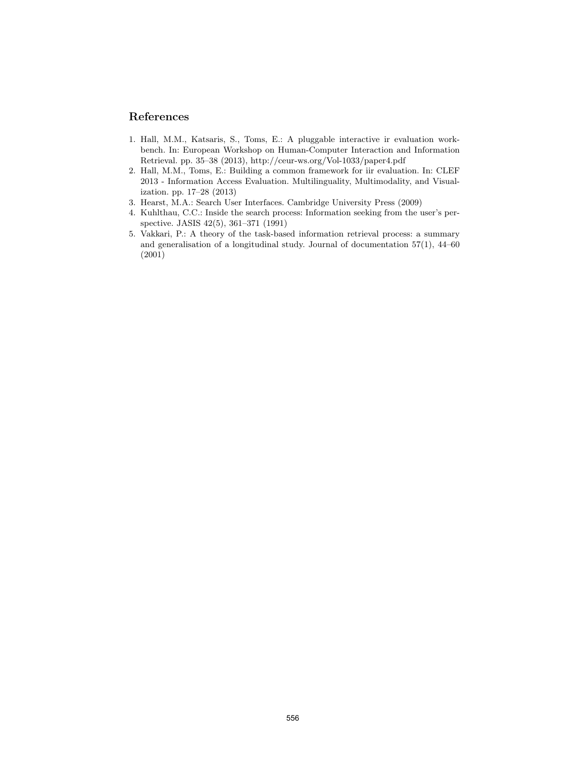## References

1. Hall, M.M., Katsaris, S., Toms, E.: A pluggable interactive ir evaluation workbench. In: European Workshop on Human-Computer Interaction and Information Retrieval. pp. 35–38 (2013), http://ceur-ws.org/Vol-1033/paper4.pdf
2. Hall, M.M., Toms, E.: Building a common framework for iir evaluation. In: CLEF 2013 - Information Access Evaluation. Multilinguality, Multimodality, and Visualization. pp. 17–28 (2013)
3. Hearst, M.A.: Search User Interfaces. Cambridge University Press (2009)
4. Kuhlthau, C.C.: Inside the search process: Information seeking from the user's perspective. JASIS 42(5), 361–371 (1991)
5. Vakkari, P.: A theory of the task-based information retrieval process: a summary and generalisation of a longitudinal study. Journal of documentation 57(1), 44–60 (2001)